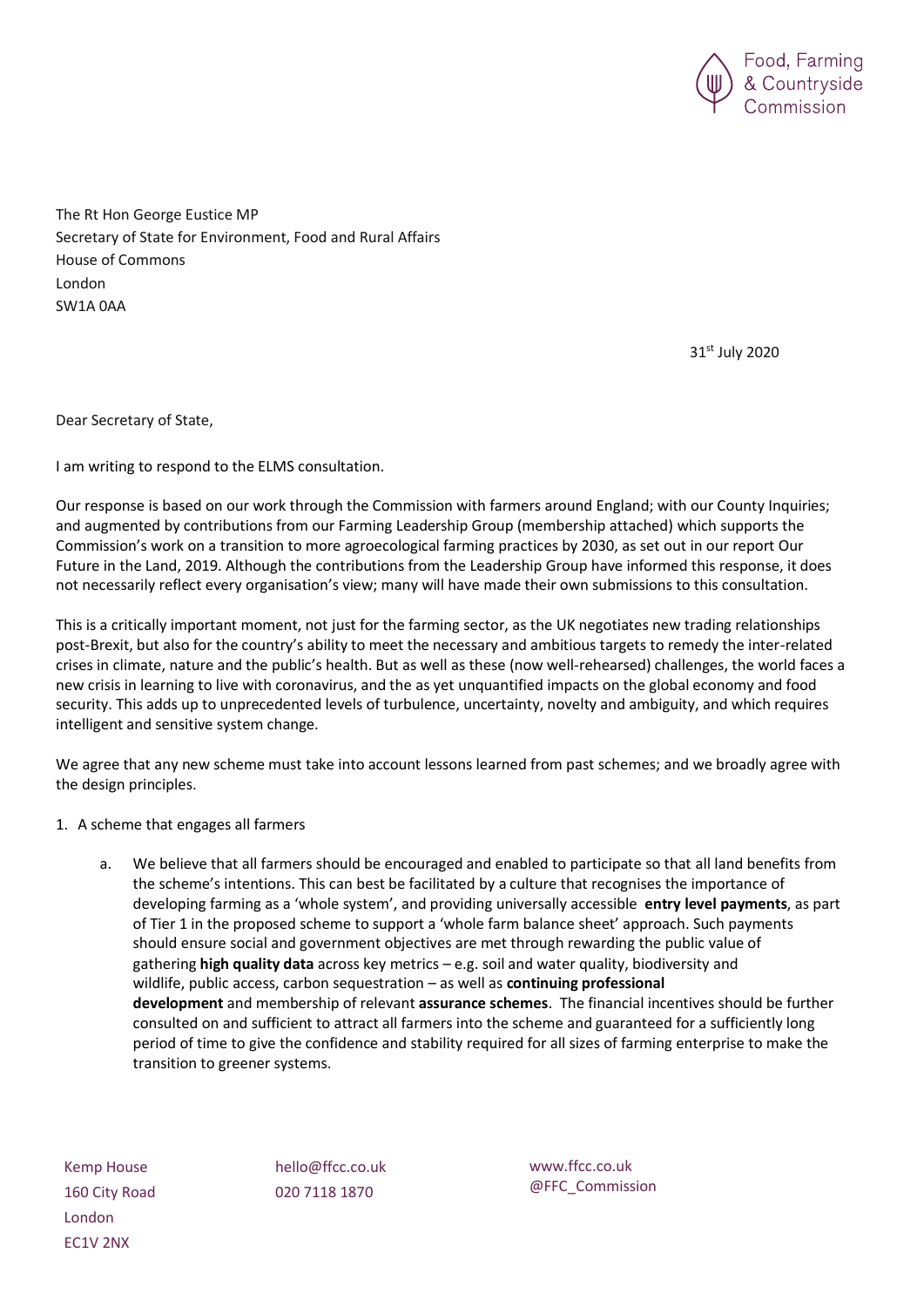Food, Farming & Countryside Commission

The Rt Hon George Eustice MP
Secretary of State for Environment, Food and Rural Affairs
House of Commons
London
SW1A 0AA

31st July 2020

Dear Secretary of State,

I am writing to respond to the ELMS consultation.

Our response is based on our work through the Commission with farmers around England; with our County Inquiries; and augmented by contributions from our Farming Leadership Group (membership attached) which supports the Commission's work on a transition to more agroecological farming practices by 2030, as set out in our report Our Future in the Land, 2019. Although the contributions from the Leadership Group have informed this response, it does not necessarily reflect every organisation's view; many will have made their own submissions to this consultation.

This is a critically important moment, not just for the farming sector, as the UK negotiates new trading relationships post-Brexit, but also for the country's ability to meet the necessary and ambitious targets to remedy the inter-related crises in climate, nature and the public's health. But as well as these (now well-rehearsed) challenges, the world faces a new crisis in learning to live with coronavirus, and the as yet unquantified impacts on the global economy and food security. This adds up to unprecedented levels of turbulence, uncertainty, novelty and ambiguity, and which requires intelligent and sensitive system change.

We agree that any new scheme must take into account lessons learned from past schemes; and we broadly agree with the design principles.

1. A scheme that engages all farmers

   a. We believe that all farmers should be encouraged and enabled to participate so that all land benefits from the scheme's intentions. This can best be facilitated by a culture that recognises the importance of developing farming as a 'whole system', and providing universally accessible **entry level payments**, as part of Tier 1 in the proposed scheme to support a 'whole farm balance sheet' approach. Such payments should ensure social and government objectives are met through rewarding the public value of gathering **high quality data** across key metrics – e.g. soil and water quality, biodiversity and wildlife, public access, carbon sequestration – as well as **continuing professional development** and membership of relevant **assurance schemes**. The financial incentives should be further consulted on and sufficient to attract all farmers into the scheme and guaranteed for a sufficiently long period of time to give the confidence and stability required for all sizes of farming enterprise to make the transition to greener systems.

Kemp House
160 City Road
London
EC1V 2NX

hello@ffcc.co.uk
020 7118 1870

www.ffcc.co.uk
@FFC_Commission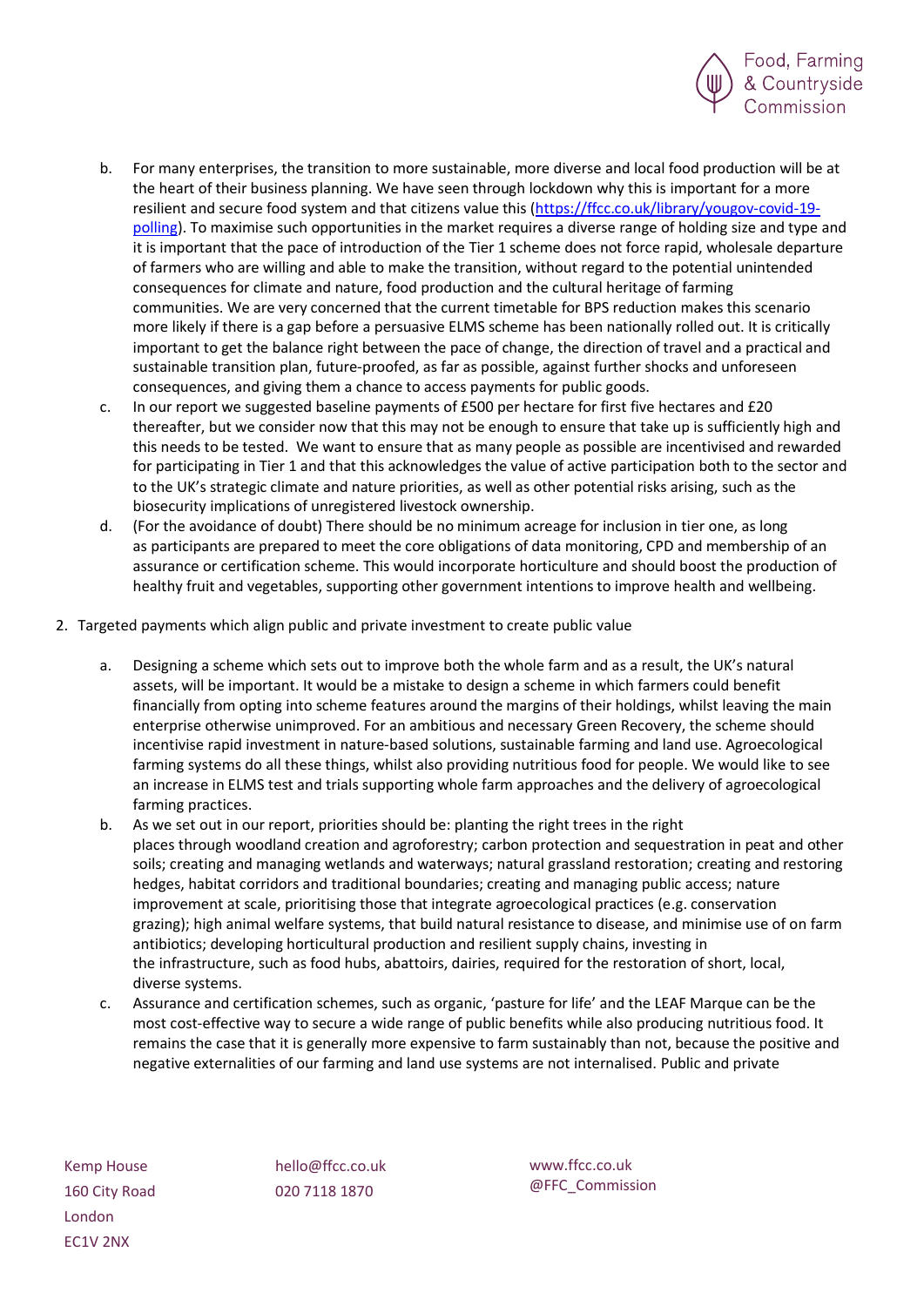b. For many enterprises, the transition to more sustainable, more diverse and local food production will be at the heart of their business planning. We have seen through lockdown why this is important for a more resilient and secure food system and that citizens value this ([https://ffcc.co.uk/library/yougov-covid-19-polling](https://ffcc.co.uk/library/yougov-covid-19-polling)). To maximise such opportunities in the market requires a diverse range of holding size and type and it is important that the pace of introduction of the Tier 1 scheme does not force rapid, wholesale departure of farmers who are willing and able to make the transition, without regard to the potential unintended consequences for climate and nature, food production and the cultural heritage of farming communities. We are very concerned that the current timetable for BPS reduction makes this scenario more likely if there is a gap before a persuasive ELMS scheme has been nationally rolled out. It is critically important to get the balance right between the pace of change, the direction of travel and a practical and sustainable transition plan, future-proofed, as far as possible, against further shocks and unforeseen consequences, and giving them a chance to access payments for public goods.

c. In our report we suggested baseline payments of £500 per hectare for first five hectares and £20 thereafter, but we consider now that this may not be enough to ensure that take up is sufficiently high and this needs to be tested. We want to ensure that as many people as possible are incentivised and rewarded for participating in Tier 1 and that this acknowledges the value of active participation both to the sector and to the UK's strategic climate and nature priorities, as well as other potential risks arising, such as the biosecurity implications of unregistered livestock ownership.

d. (For the avoidance of doubt) There should be no minimum acreage for inclusion in tier one, as long as participants are prepared to meet the core obligations of data monitoring, CPD and membership of an assurance or certification scheme. This would incorporate horticulture and should boost the production of healthy fruit and vegetables, supporting other government intentions to improve health and wellbeing.

2. Targeted payments which align public and private investment to create public value

   a. Designing a scheme which sets out to improve both the whole farm and as a result, the UK's natural assets, will be important. It would be a mistake to design a scheme in which farmers could benefit financially from opting into scheme features around the margins of their holdings, whilst leaving the main enterprise otherwise unimproved. For an ambitious and necessary Green Recovery, the scheme should incentivise rapid investment in nature-based solutions, sustainable farming and land use. Agroecological farming systems do all these things, whilst also providing nutritious food for people. We would like to see an increase in ELMS test and trials supporting whole farm approaches and the delivery of agroecological farming practices.

   b. As we set out in our report, priorities should be: planting the right trees in the right places through woodland creation and agroforestry; carbon protection and sequestration in peat and other soils; creating and managing wetlands and waterways; natural grassland restoration; creating and restoring hedges, habitat corridors and traditional boundaries; creating and managing public access; nature improvement at scale, prioritising those that integrate agroecological practices (e.g. conservation grazing); high animal welfare systems, that build natural resistance to disease, and minimise use of on farm antibiotics; developing horticultural production and resilient supply chains, investing in the infrastructure, such as food hubs, abattoirs, dairies, required for the restoration of short, local, diverse systems.

   c. Assurance and certification schemes, such as organic, 'pasture for life' and the LEAF Marque can be the most cost-effective way to secure a wide range of public benefits while also producing nutritious food. It remains the case that it is generally more expensive to farm sustainably than not, because the positive and negative externalities of our farming and land use systems are not internalised. Public and private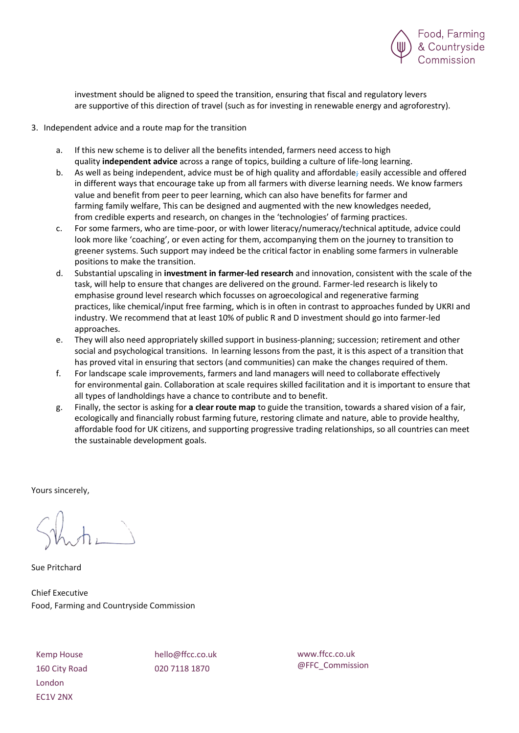investment should be aligned to speed the transition, ensuring that fiscal and regulatory levers are supportive of this direction of travel (such as for investing in renewable energy and agroforestry).

3. Independent advice and a route map for the transition

    a. If this new scheme is to deliver all the benefits intended, farmers need access to high quality **independent advice** across a range of topics, building a culture of life-long learning.
    b. As well as being independent, advice must be of high quality and affordable; easily accessible and offered in different ways that encourage take up from all farmers with diverse learning needs. We know farmers value and benefit from peer to peer learning, which can also have benefits for farmer and farming family welfare, This can be designed and augmented with the new knowledges needed, from credible experts and research, on changes in the 'technologies' of farming practices.
    c. For some farmers, who are time-poor, or with lower literacy/numeracy/technical aptitude, advice could look more like 'coaching', or even acting for them, accompanying them on the journey to transition to greener systems. Such support may indeed be the critical factor in enabling some farmers in vulnerable positions to make the transition.
    d. Substantial upscaling in **investment in farmer-led research** and innovation, consistent with the scale of the task, will help to ensure that changes are delivered on the ground. Farmer-led research is likely to emphasise ground level research which focusses on agroecological and regenerative farming practices, like chemical/input free farming, which is in often in contrast to approaches funded by UKRI and industry. We recommend that at least 10% of public R and D investment should go into farmer-led approaches.
    e. They will also need appropriately skilled support in business-planning; succession; retirement and other social and psychological transitions. In learning lessons from the past, it is this aspect of a transition that has proved vital in ensuring that sectors (and communities) can make the changes required of them.
    f. For landscape scale improvements, farmers and land managers will need to collaborate effectively for environmental gain. Collaboration at scale requires skilled facilitation and it is important to ensure that all types of landholdings have a chance to contribute and to benefit.
    g. Finally, the sector is asking for **a clear route map** to guide the transition, towards a shared vision of a fair, ecologically and financially robust farming future, restoring climate and nature, able to provide healthy, affordable food for UK citizens, and supporting progressive trading relationships, so all countries can meet the sustainable development goals.

Yours sincerely,

Sue Pritchard

Chief Executive
Food, Farming and Countryside Commission

Kemp House
160 City Road
London
EC1V 2NX

hello@ffcc.co.uk
020 7118 1870

www.ffcc.co.uk
@FFC_Commission